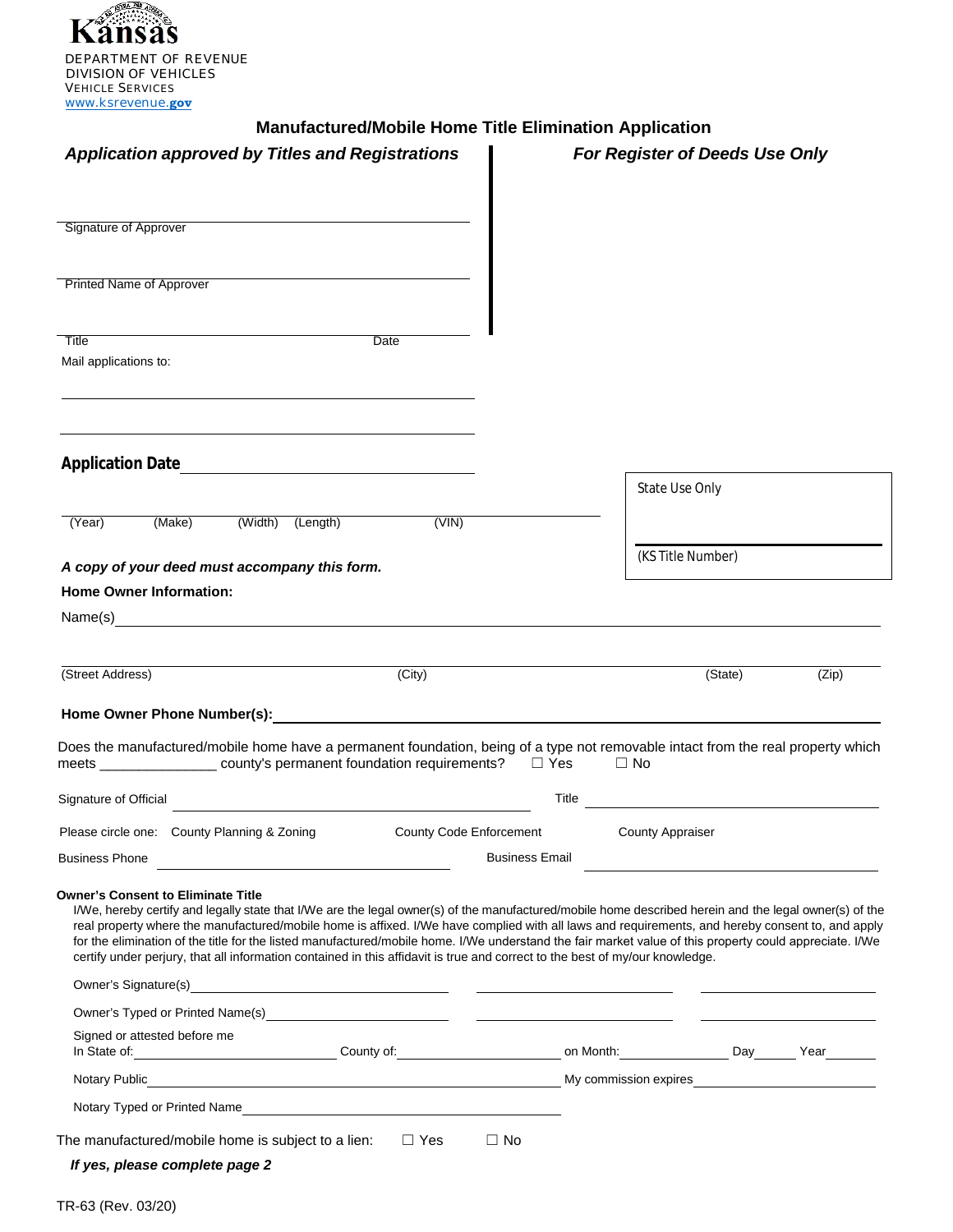Kansas

DEPARTMENT OF REVENUE
DIVISION OF VEHICLES
VEHICLE SERVICES
www.ksrevenue.gov

# Manufactured/Mobile Home Title Elimination Application

***Application approved by Titles and Registrations***

***For Register of Deeds Use Only***

Signature of Approver

Printed Name of Approver

Title Date

Mail applications to:

**Application Date** ____________________

State Use Only

(KS Title Number)

(Year) (Make) (Width) (Length) (VIN)

***A copy of your deed must accompany this form.***

**Home Owner Information:**

Name(s) ____________________

(Street Address) (City) (State) (Zip)

**Home Owner Phone Number(s):** ____________________

Does the manufactured/mobile home have a permanent foundation, being of a type not removable intact from the real property which meets _______________ county's permanent foundation requirements? ☐ Yes ☐ No

Signature of Official ____________________ Title ____________________

Please circle one: County Planning & Zoning County Code Enforcement County Appraiser

Business Phone ____________________ Business Email ____________________

**Owner's Consent to Eliminate Title**

I/We, hereby certify and legally state that I/We are the legal owner(s) of the manufactured/mobile home described herein and the legal owner(s) of the real property where the manufactured/mobile home is affixed. I/We have complied with all laws and requirements, and hereby consent to, and apply for the elimination of the title for the listed manufactured/mobile home. I/We understand the fair market value of this property could appreciate. I/We certify under perjury, that all information contained in this affidavit is true and correct to the best of my/our knowledge.

Owner's Signature(s) ____________________ ____________________ ____________________

Owner's Typed or Printed Name(s) ____________________ ____________________ ____________________

Signed or attested before me
In State of: ____________________ County of: ____________________ on Month: ____________ Day ______ Year ______

Notary Public ____________________ My commission expires ____________________

Notary Typed or Printed Name ____________________

The manufactured/mobile home is subject to a lien: ☐ Yes ☐ No

***If yes, please complete page 2***

TR-63 (Rev. 03/20)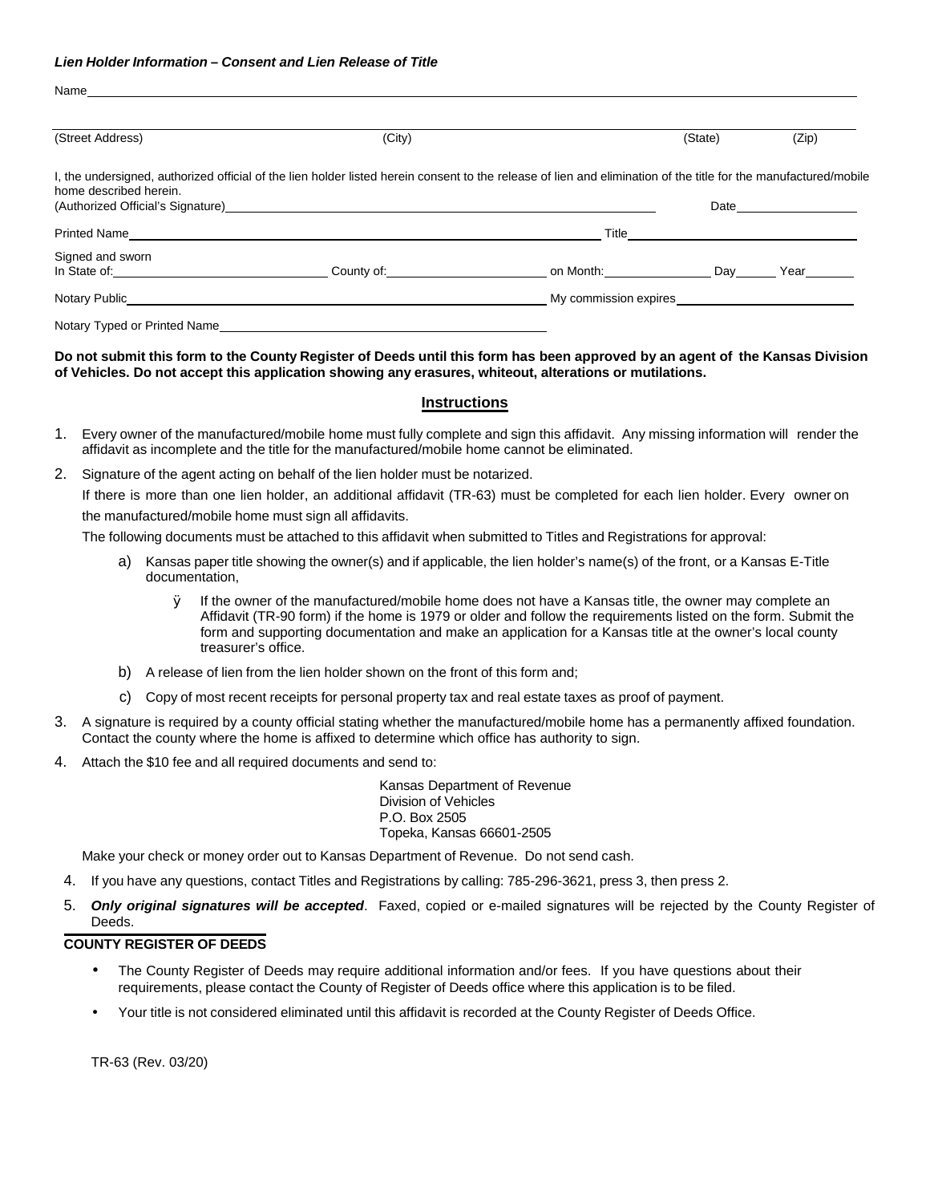***Lien Holder Information – Consent and Lien Release of Title***

Name\_\_\_\_\_\_\_\_\_\_\_\_\_\_\_\_\_\_\_\_\_\_\_\_\_\_\_\_\_\_\_\_\_\_\_\_\_\_\_\_\_\_\_\_\_\_\_\_\_\_\_\_\_\_\_\_\_\_\_\_\_\_\_\_\_\_

| | | | |
|---|---|---|---|
| (Street Address) | (City) | (State) | (Zip) |

I, the undersigned, authorized official of the lien holder listed herein consent to the release of lien and elimination of the title for the manufactured/mobile home described herein.

(Authorized Official's Signature)\_\_\_\_\_\_\_\_\_\_\_\_\_\_\_\_\_\_\_\_\_\_\_\_\_\_\_\_\_\_\_\_\_\_\_\_ Date\_\_\_\_\_\_\_\_\_\_\_\_

Printed Name\_\_\_\_\_\_\_\_\_\_\_\_\_\_\_\_\_\_\_\_\_\_\_\_\_\_\_\_\_\_\_\_\_\_\_\_\_\_\_\_ Title\_\_\_\_\_\_\_\_\_\_\_\_\_\_\_\_\_\_\_\_

Signed and sworn
In State of:\_\_\_\_\_\_\_\_\_\_\_\_\_\_\_\_\_\_ County of:\_\_\_\_\_\_\_\_\_\_\_\_\_\_\_\_\_\_ on Month:\_\_\_\_\_\_\_\_\_\_ Day\_\_\_\_\_ Year\_\_\_\_\_\_

Notary Public\_\_\_\_\_\_\_\_\_\_\_\_\_\_\_\_\_\_\_\_\_\_\_\_\_\_\_\_\_\_\_\_\_\_\_\_\_\_ My commission expires\_\_\_\_\_\_\_\_\_\_\_\_\_\_\_\_\_\_

Notary Typed or Printed Name\_\_\_\_\_\_\_\_\_\_\_\_\_\_\_\_\_\_\_\_\_\_\_\_\_\_\_\_\_\_\_\_\_\_

**Do not submit this form to the County Register of Deeds until this form has been approved by an agent of the Kansas Division of Vehicles. Do not accept this application showing any erasures, whiteout, alterations or mutilations.**

## Instructions

1. Every owner of the manufactured/mobile home must fully complete and sign this affidavit. Any missing information will render the affidavit as incomplete and the title for the manufactured/mobile home cannot be eliminated.
2. Signature of the agent acting on behalf of the lien holder must be notarized.

   If there is more than one lien holder, an additional affidavit (TR-63) must be completed for each lien holder. Every owner on the manufactured/mobile home must sign all affidavits.

   The following documents must be attached to this affidavit when submitted to Titles and Registrations for approval:

   a) Kansas paper title showing the owner(s) and if applicable, the lien holder's name(s) of the front, or a Kansas E-Title documentation,
      - If the owner of the manufactured/mobile home does not have a Kansas title, the owner may complete an Affidavit (TR-90 form) if the home is 1979 or older and follow the requirements listed on the form. Submit the form and supporting documentation and make an application for a Kansas title at the owner's local county treasurer's office.

   b) A release of lien from the lien holder shown on the front of this form and;

   c) Copy of most recent receipts for personal property tax and real estate taxes as proof of payment.
3. A signature is required by a county official stating whether the manufactured/mobile home has a permanently affixed foundation. Contact the county where the home is affixed to determine which office has authority to sign.
4. Attach the $10 fee and all required documents and send to:

   Kansas Department of Revenue
   Division of Vehicles
   P.O. Box 2505
   Topeka, Kansas 66601-2505

   Make your check or money order out to Kansas Department of Revenue. Do not send cash.

4. If you have any questions, contact Titles and Registrations by calling: 785-296-3621, press 3, then press 2.
5. ***Only original signatures will be accepted***. Faxed, copied or e-mailed signatures will be rejected by the County Register of Deeds.

**COUNTY REGISTER OF DEEDS**

- The County Register of Deeds may require additional information and/or fees. If you have questions about their requirements, please contact the County of Register of Deeds office where this application is to be filed.
- Your title is not considered eliminated until this affidavit is recorded at the County Register of Deeds Office.

TR-63 (Rev. 03/20)